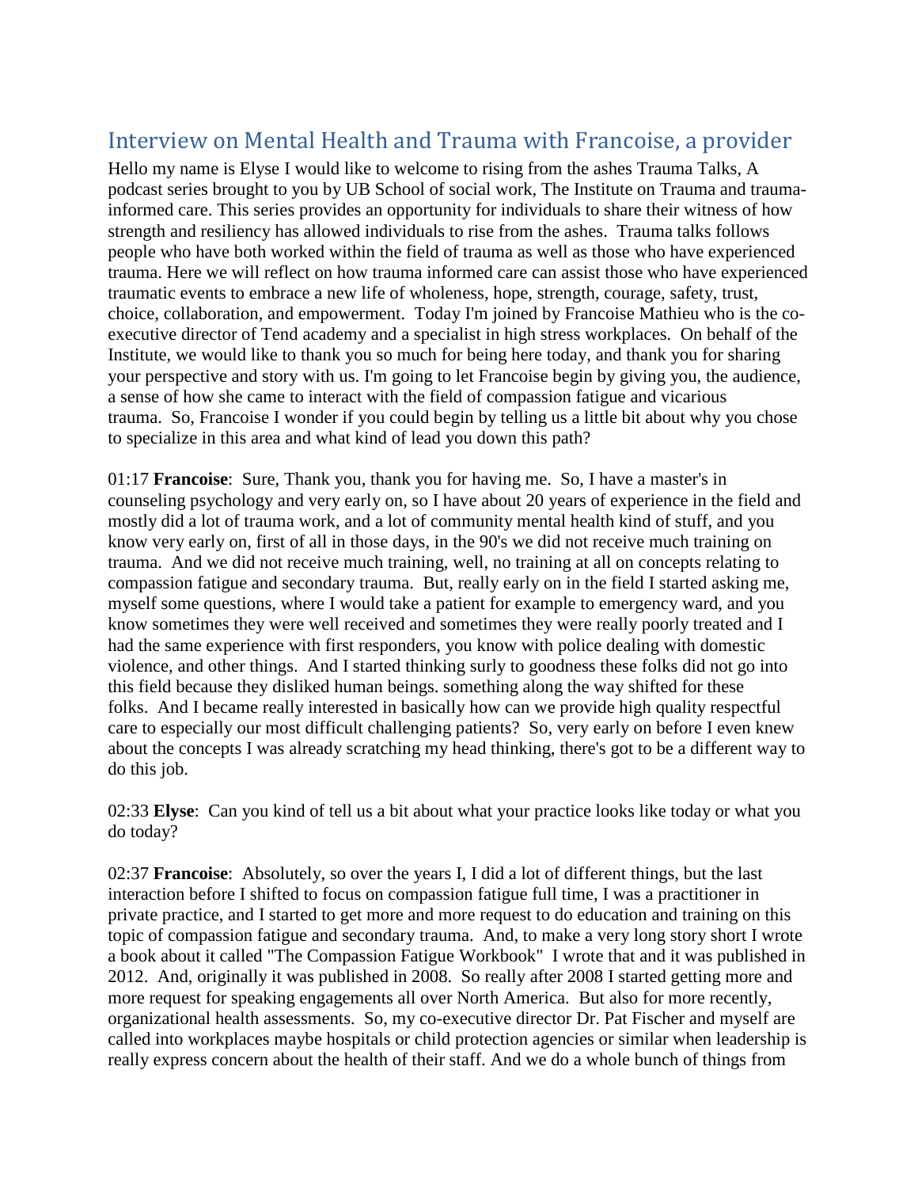## Interview on Mental Health and Trauma with Francoise, a provider

Hello my name is Elyse I would like to welcome to rising from the ashes Trauma Talks, A podcast series brought to you by UB School of social work, The Institute on Trauma and trauma-informed care. This series provides an opportunity for individuals to share their witness of how strength and resiliency has allowed individuals to rise from the ashes. Trauma talks follows people who have both worked within the field of trauma as well as those who have experienced trauma. Here we will reflect on how trauma informed care can assist those who have experienced traumatic events to embrace a new life of wholeness, hope, strength, courage, safety, trust, choice, collaboration, and empowerment. Today I'm joined by Francoise Mathieu who is the co-executive director of Tend academy and a specialist in high stress workplaces. On behalf of the Institute, we would like to thank you so much for being here today, and thank you for sharing your perspective and story with us. I'm going to let Francoise begin by giving you, the audience, a sense of how she came to interact with the field of compassion fatigue and vicarious trauma. So, Francoise I wonder if you could begin by telling us a little bit about why you chose to specialize in this area and what kind of lead you down this path?

01:17 **Francoise**: Sure, Thank you, thank you for having me. So, I have a master's in counseling psychology and very early on, so I have about 20 years of experience in the field and mostly did a lot of trauma work, and a lot of community mental health kind of stuff, and you know very early on, first of all in those days, in the 90's we did not receive much training on trauma. And we did not receive much training, well, no training at all on concepts relating to compassion fatigue and secondary trauma. But, really early on in the field I started asking me, myself some questions, where I would take a patient for example to emergency ward, and you know sometimes they were well received and sometimes they were really poorly treated and I had the same experience with first responders, you know with police dealing with domestic violence, and other things. And I started thinking surly to goodness these folks did not go into this field because they disliked human beings. something along the way shifted for these folks. And I became really interested in basically how can we provide high quality respectful care to especially our most difficult challenging patients? So, very early on before I even knew about the concepts I was already scratching my head thinking, there's got to be a different way to do this job.

02:33 **Elyse**: Can you kind of tell us a bit about what your practice looks like today or what you do today?

02:37 **Francoise**: Absolutely, so over the years I, I did a lot of different things, but the last interaction before I shifted to focus on compassion fatigue full time, I was a practitioner in private practice, and I started to get more and more request to do education and training on this topic of compassion fatigue and secondary trauma. And, to make a very long story short I wrote a book about it called "The Compassion Fatigue Workbook" I wrote that and it was published in 2012. And, originally it was published in 2008. So really after 2008 I started getting more and more request for speaking engagements all over North America. But also for more recently, organizational health assessments. So, my co-executive director Dr. Pat Fischer and myself are called into workplaces maybe hospitals or child protection agencies or similar when leadership is really express concern about the health of their staff. And we do a whole bunch of things from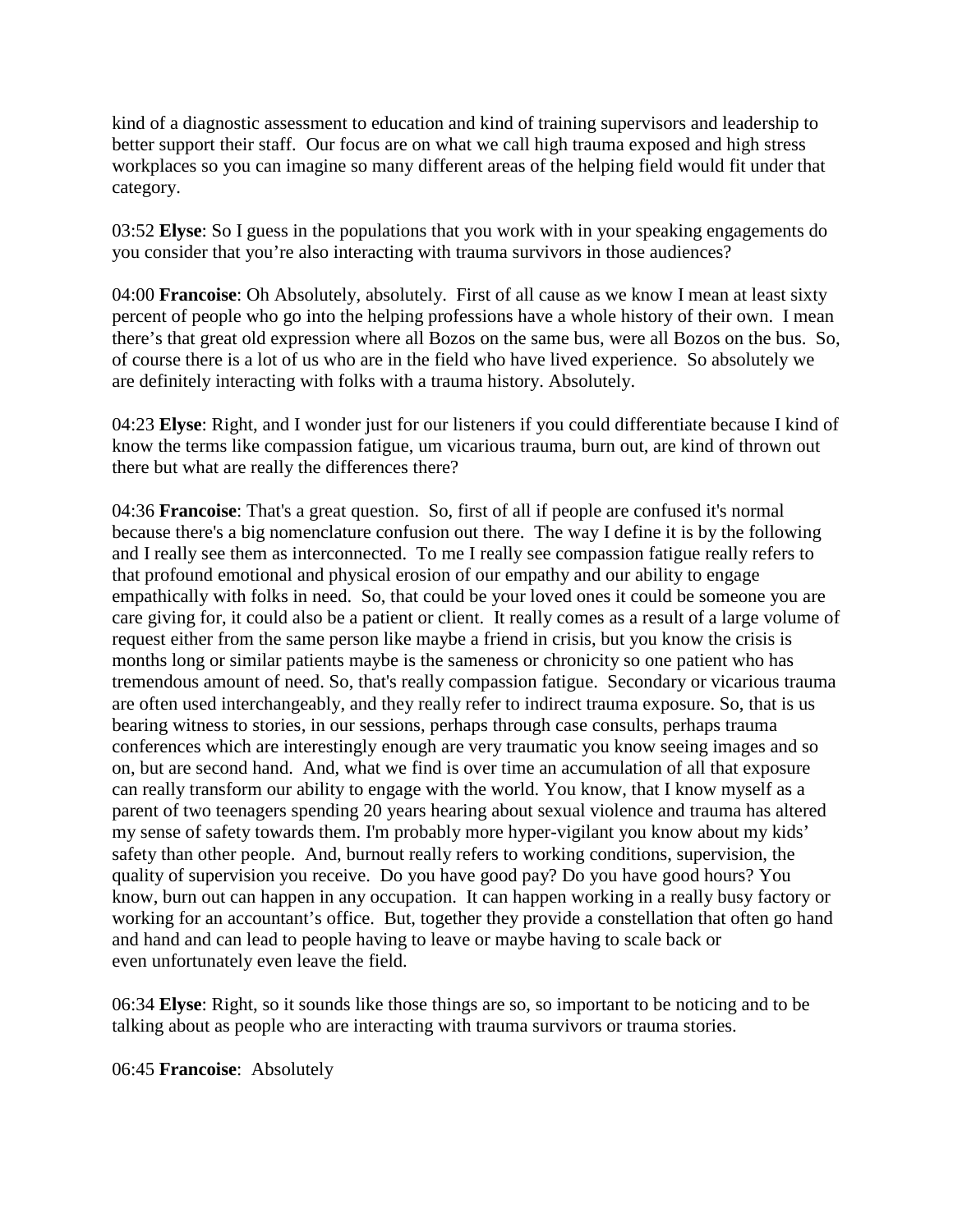kind of a diagnostic assessment to education and kind of training supervisors and leadership to better support their staff. Our focus are on what we call high trauma exposed and high stress workplaces so you can imagine so many different areas of the helping field would fit under that category.

03:52 **Elyse**: So I guess in the populations that you work with in your speaking engagements do you consider that you're also interacting with trauma survivors in those audiences?

04:00 **Francoise**: Oh Absolutely, absolutely. First of all cause as we know I mean at least sixty percent of people who go into the helping professions have a whole history of their own. I mean there's that great old expression where all Bozos on the same bus, were all Bozos on the bus. So, of course there is a lot of us who are in the field who have lived experience. So absolutely we are definitely interacting with folks with a trauma history. Absolutely.

04:23 **Elyse**: Right, and I wonder just for our listeners if you could differentiate because I kind of know the terms like compassion fatigue, um vicarious trauma, burn out, are kind of thrown out there but what are really the differences there?

04:36 **Francoise**: That's a great question. So, first of all if people are confused it's normal because there's a big nomenclature confusion out there. The way I define it is by the following and I really see them as interconnected. To me I really see compassion fatigue really refers to that profound emotional and physical erosion of our empathy and our ability to engage empathically with folks in need. So, that could be your loved ones it could be someone you are care giving for, it could also be a patient or client. It really comes as a result of a large volume of request either from the same person like maybe a friend in crisis, but you know the crisis is months long or similar patients maybe is the sameness or chronicity so one patient who has tremendous amount of need. So, that's really compassion fatigue. Secondary or vicarious trauma are often used interchangeably, and they really refer to indirect trauma exposure. So, that is us bearing witness to stories, in our sessions, perhaps through case consults, perhaps trauma conferences which are interestingly enough are very traumatic you know seeing images and so on, but are second hand. And, what we find is over time an accumulation of all that exposure can really transform our ability to engage with the world. You know, that I know myself as a parent of two teenagers spending 20 years hearing about sexual violence and trauma has altered my sense of safety towards them. I'm probably more hyper-vigilant you know about my kids' safety than other people. And, burnout really refers to working conditions, supervision, the quality of supervision you receive. Do you have good pay? Do you have good hours? You know, burn out can happen in any occupation. It can happen working in a really busy factory or working for an accountant's office. But, together they provide a constellation that often go hand and hand and can lead to people having to leave or maybe having to scale back or even unfortunately even leave the field.

06:34 **Elyse**: Right, so it sounds like those things are so, so important to be noticing and to be talking about as people who are interacting with trauma survivors or trauma stories.

06:45 **Francoise**: Absolutely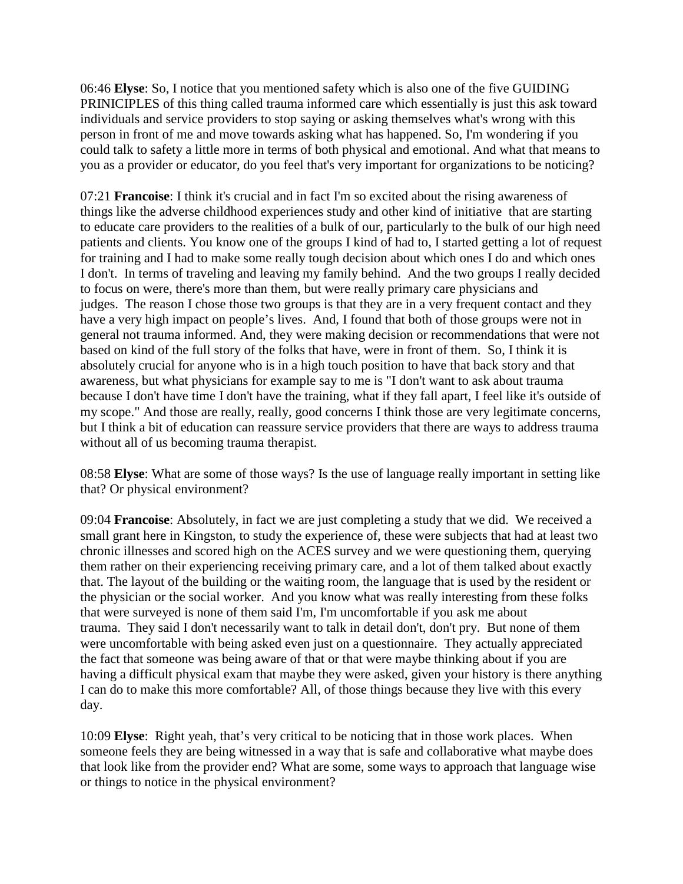06:46 **Elyse**: So, I notice that you mentioned safety which is also one of the five GUIDING PRINICIPLES of this thing called trauma informed care which essentially is just this ask toward individuals and service providers to stop saying or asking themselves what's wrong with this person in front of me and move towards asking what has happened. So, I'm wondering if you could talk to safety a little more in terms of both physical and emotional. And what that means to you as a provider or educator, do you feel that's very important for organizations to be noticing?

07:21 **Francoise**: I think it's crucial and in fact I'm so excited about the rising awareness of things like the adverse childhood experiences study and other kind of initiative that are starting to educate care providers to the realities of a bulk of our, particularly to the bulk of our high need patients and clients. You know one of the groups I kind of had to, I started getting a lot of request for training and I had to make some really tough decision about which ones I do and which ones I don't. In terms of traveling and leaving my family behind. And the two groups I really decided to focus on were, there's more than them, but were really primary care physicians and judges. The reason I chose those two groups is that they are in a very frequent contact and they have a very high impact on people's lives. And, I found that both of those groups were not in general not trauma informed. And, they were making decision or recommendations that were not based on kind of the full story of the folks that have, were in front of them. So, I think it is absolutely crucial for anyone who is in a high touch position to have that back story and that awareness, but what physicians for example say to me is "I don't want to ask about trauma because I don't have time I don't have the training, what if they fall apart, I feel like it's outside of my scope." And those are really, really, good concerns I think those are very legitimate concerns, but I think a bit of education can reassure service providers that there are ways to address trauma without all of us becoming trauma therapist.

08:58 **Elyse**: What are some of those ways? Is the use of language really important in setting like that? Or physical environment?

09:04 **Francoise**: Absolutely, in fact we are just completing a study that we did. We received a small grant here in Kingston, to study the experience of, these were subjects that had at least two chronic illnesses and scored high on the ACES survey and we were questioning them, querying them rather on their experiencing receiving primary care, and a lot of them talked about exactly that. The layout of the building or the waiting room, the language that is used by the resident or the physician or the social worker. And you know what was really interesting from these folks that were surveyed is none of them said I'm, I'm uncomfortable if you ask me about trauma. They said I don't necessarily want to talk in detail don't, don't pry. But none of them were uncomfortable with being asked even just on a questionnaire. They actually appreciated the fact that someone was being aware of that or that were maybe thinking about if you are having a difficult physical exam that maybe they were asked, given your history is there anything I can do to make this more comfortable? All, of those things because they live with this every day.

10:09 **Elyse**: Right yeah, that's very critical to be noticing that in those work places. When someone feels they are being witnessed in a way that is safe and collaborative what maybe does that look like from the provider end? What are some, some ways to approach that language wise or things to notice in the physical environment?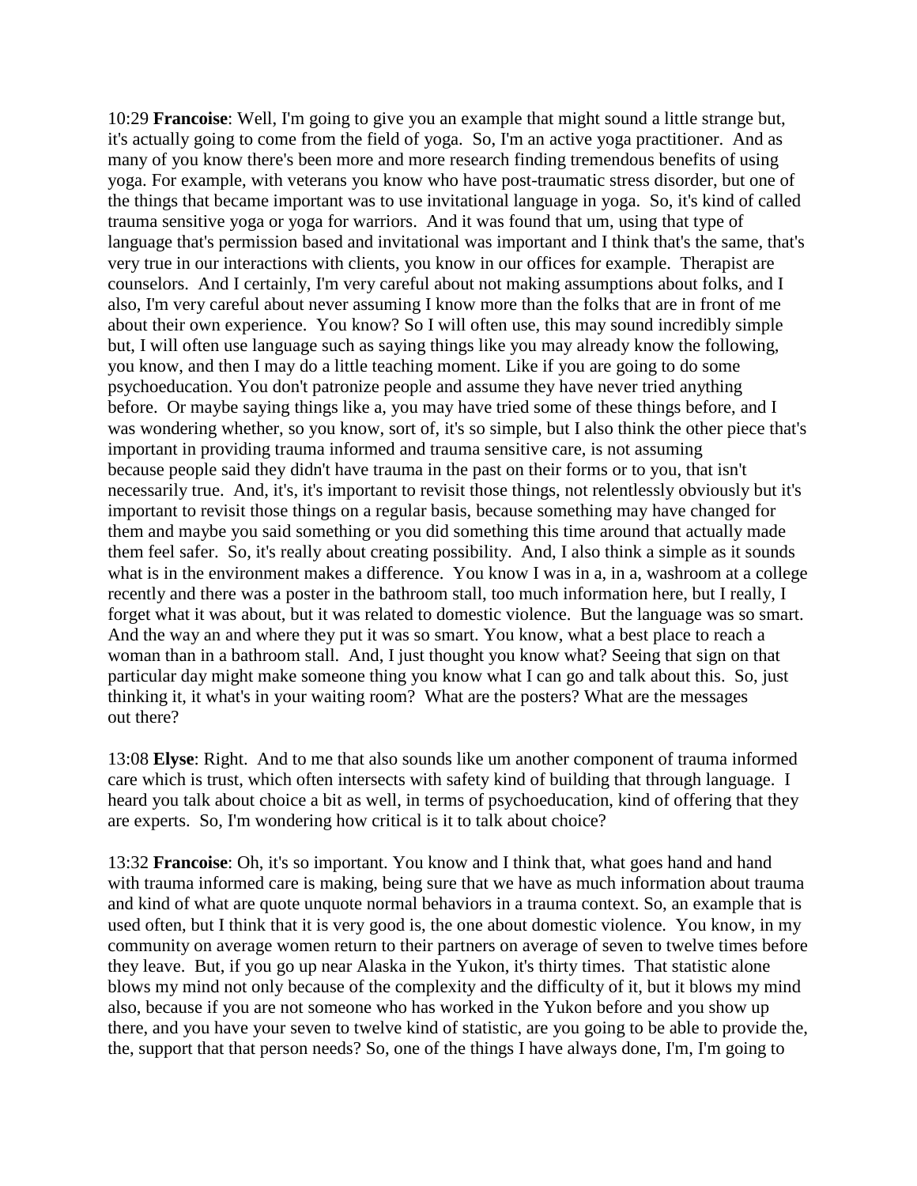10:29 **Francoise**: Well, I'm going to give you an example that might sound a little strange but, it's actually going to come from the field of yoga. So, I'm an active yoga practitioner. And as many of you know there's been more and more research finding tremendous benefits of using yoga. For example, with veterans you know who have post-traumatic stress disorder, but one of the things that became important was to use invitational language in yoga. So, it's kind of called trauma sensitive yoga or yoga for warriors. And it was found that um, using that type of language that's permission based and invitational was important and I think that's the same, that's very true in our interactions with clients, you know in our offices for example. Therapist are counselors. And I certainly, I'm very careful about not making assumptions about folks, and I also, I'm very careful about never assuming I know more than the folks that are in front of me about their own experience. You know? So I will often use, this may sound incredibly simple but, I will often use language such as saying things like you may already know the following, you know, and then I may do a little teaching moment. Like if you are going to do some psychoeducation. You don't patronize people and assume they have never tried anything before. Or maybe saying things like a, you may have tried some of these things before, and I was wondering whether, so you know, sort of, it's so simple, but I also think the other piece that's important in providing trauma informed and trauma sensitive care, is not assuming because people said they didn't have trauma in the past on their forms or to you, that isn't necessarily true. And, it's, it's important to revisit those things, not relentlessly obviously but it's important to revisit those things on a regular basis, because something may have changed for them and maybe you said something or you did something this time around that actually made them feel safer. So, it's really about creating possibility. And, I also think a simple as it sounds what is in the environment makes a difference. You know I was in a, in a, washroom at a college recently and there was a poster in the bathroom stall, too much information here, but I really, I forget what it was about, but it was related to domestic violence. But the language was so smart. And the way an and where they put it was so smart. You know, what a best place to reach a woman than in a bathroom stall. And, I just thought you know what? Seeing that sign on that particular day might make someone thing you know what I can go and talk about this. So, just thinking it, it what's in your waiting room? What are the posters? What are the messages out there?

13:08 **Elyse**: Right. And to me that also sounds like um another component of trauma informed care which is trust, which often intersects with safety kind of building that through language. I heard you talk about choice a bit as well, in terms of psychoeducation, kind of offering that they are experts. So, I'm wondering how critical is it to talk about choice?

13:32 **Francoise**: Oh, it's so important. You know and I think that, what goes hand and hand with trauma informed care is making, being sure that we have as much information about trauma and kind of what are quote unquote normal behaviors in a trauma context. So, an example that is used often, but I think that it is very good is, the one about domestic violence. You know, in my community on average women return to their partners on average of seven to twelve times before they leave. But, if you go up near Alaska in the Yukon, it's thirty times. That statistic alone blows my mind not only because of the complexity and the difficulty of it, but it blows my mind also, because if you are not someone who has worked in the Yukon before and you show up there, and you have your seven to twelve kind of statistic, are you going to be able to provide the, the, support that that person needs? So, one of the things I have always done, I'm, I'm going to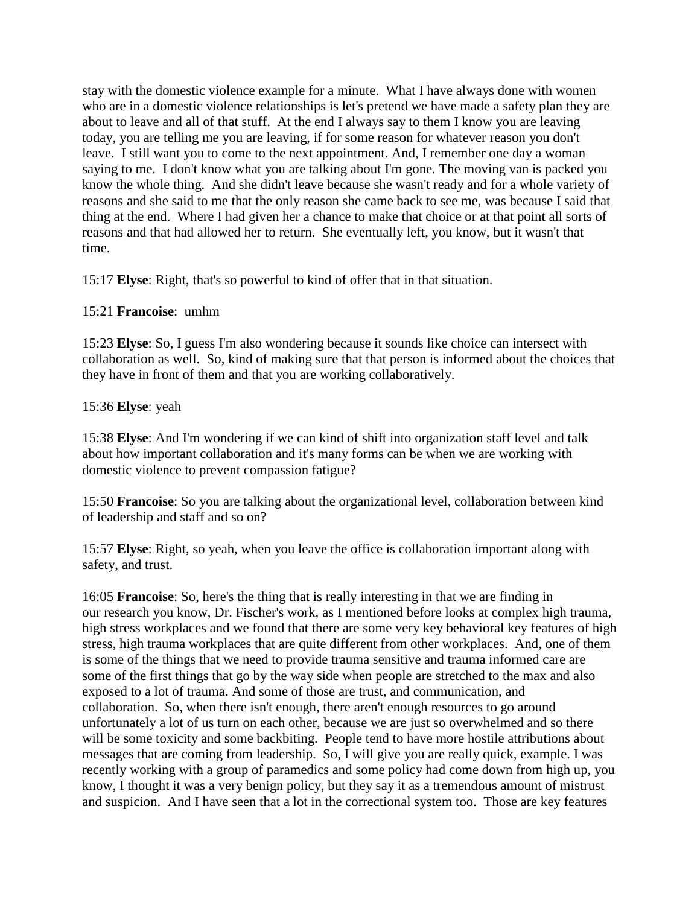stay with the domestic violence example for a minute. What I have always done with women who are in a domestic violence relationships is let's pretend we have made a safety plan they are about to leave and all of that stuff. At the end I always say to them I know you are leaving today, you are telling me you are leaving, if for some reason for whatever reason you don't leave. I still want you to come to the next appointment. And, I remember one day a woman saying to me. I don't know what you are talking about I'm gone. The moving van is packed you know the whole thing. And she didn't leave because she wasn't ready and for a whole variety of reasons and she said to me that the only reason she came back to see me, was because I said that thing at the end. Where I had given her a chance to make that choice or at that point all sorts of reasons and that had allowed her to return. She eventually left, you know, but it wasn't that time.

15:17 **Elyse**: Right, that's so powerful to kind of offer that in that situation.

15:21 **Francoise**: umhm

15:23 **Elyse**: So, I guess I'm also wondering because it sounds like choice can intersect with collaboration as well. So, kind of making sure that that person is informed about the choices that they have in front of them and that you are working collaboratively.

15:36 **Elyse**: yeah

15:38 **Elyse**: And I'm wondering if we can kind of shift into organization staff level and talk about how important collaboration and it's many forms can be when we are working with domestic violence to prevent compassion fatigue?

15:50 **Francoise**: So you are talking about the organizational level, collaboration between kind of leadership and staff and so on?

15:57 **Elyse**: Right, so yeah, when you leave the office is collaboration important along with safety, and trust.

16:05 **Francoise**: So, here's the thing that is really interesting in that we are finding in our research you know, Dr. Fischer's work, as I mentioned before looks at complex high trauma, high stress workplaces and we found that there are some very key behavioral key features of high stress, high trauma workplaces that are quite different from other workplaces. And, one of them is some of the things that we need to provide trauma sensitive and trauma informed care are some of the first things that go by the way side when people are stretched to the max and also exposed to a lot of trauma. And some of those are trust, and communication, and collaboration. So, when there isn't enough, there aren't enough resources to go around unfortunately a lot of us turn on each other, because we are just so overwhelmed and so there will be some toxicity and some backbiting. People tend to have more hostile attributions about messages that are coming from leadership. So, I will give you are really quick, example. I was recently working with a group of paramedics and some policy had come down from high up, you know, I thought it was a very benign policy, but they say it as a tremendous amount of mistrust and suspicion. And I have seen that a lot in the correctional system too. Those are key features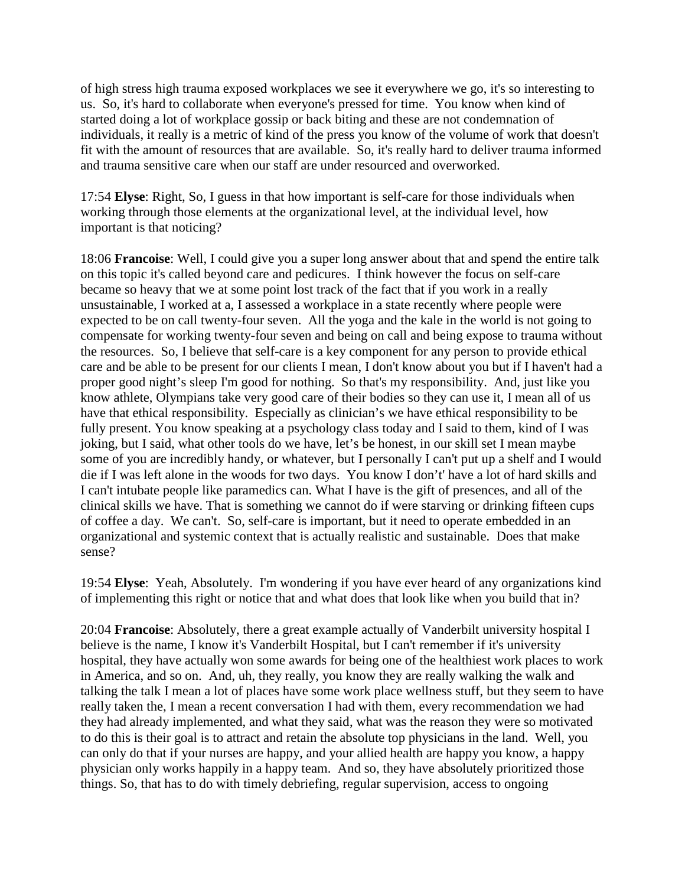of high stress high trauma exposed workplaces we see it everywhere we go, it's so interesting to us. So, it's hard to collaborate when everyone's pressed for time. You know when kind of started doing a lot of workplace gossip or back biting and these are not condemnation of individuals, it really is a metric of kind of the press you know of the volume of work that doesn't fit with the amount of resources that are available. So, it's really hard to deliver trauma informed and trauma sensitive care when our staff are under resourced and overworked.

17:54 **Elyse**: Right, So, I guess in that how important is self-care for those individuals when working through those elements at the organizational level, at the individual level, how important is that noticing?

18:06 **Francoise**: Well, I could give you a super long answer about that and spend the entire talk on this topic it's called beyond care and pedicures. I think however the focus on self-care became so heavy that we at some point lost track of the fact that if you work in a really unsustainable, I worked at a, I assessed a workplace in a state recently where people were expected to be on call twenty-four seven. All the yoga and the kale in the world is not going to compensate for working twenty-four seven and being on call and being expose to trauma without the resources. So, I believe that self-care is a key component for any person to provide ethical care and be able to be present for our clients I mean, I don't know about you but if I haven't had a proper good night's sleep I'm good for nothing. So that's my responsibility. And, just like you know athlete, Olympians take very good care of their bodies so they can use it, I mean all of us have that ethical responsibility. Especially as clinician's we have ethical responsibility to be fully present. You know speaking at a psychology class today and I said to them, kind of I was joking, but I said, what other tools do we have, let's be honest, in our skill set I mean maybe some of you are incredibly handy, or whatever, but I personally I can't put up a shelf and I would die if I was left alone in the woods for two days. You know I don't' have a lot of hard skills and I can't intubate people like paramedics can. What I have is the gift of presences, and all of the clinical skills we have. That is something we cannot do if were starving or drinking fifteen cups of coffee a day. We can't. So, self-care is important, but it need to operate embedded in an organizational and systemic context that is actually realistic and sustainable. Does that make sense?

19:54 **Elyse**: Yeah, Absolutely. I'm wondering if you have ever heard of any organizations kind of implementing this right or notice that and what does that look like when you build that in?

20:04 **Francoise**: Absolutely, there a great example actually of Vanderbilt university hospital I believe is the name, I know it's Vanderbilt Hospital, but I can't remember if it's university hospital, they have actually won some awards for being one of the healthiest work places to work in America, and so on. And, uh, they really, you know they are really walking the walk and talking the talk I mean a lot of places have some work place wellness stuff, but they seem to have really taken the, I mean a recent conversation I had with them, every recommendation we had they had already implemented, and what they said, what was the reason they were so motivated to do this is their goal is to attract and retain the absolute top physicians in the land. Well, you can only do that if your nurses are happy, and your allied health are happy you know, a happy physician only works happily in a happy team. And so, they have absolutely prioritized those things. So, that has to do with timely debriefing, regular supervision, access to ongoing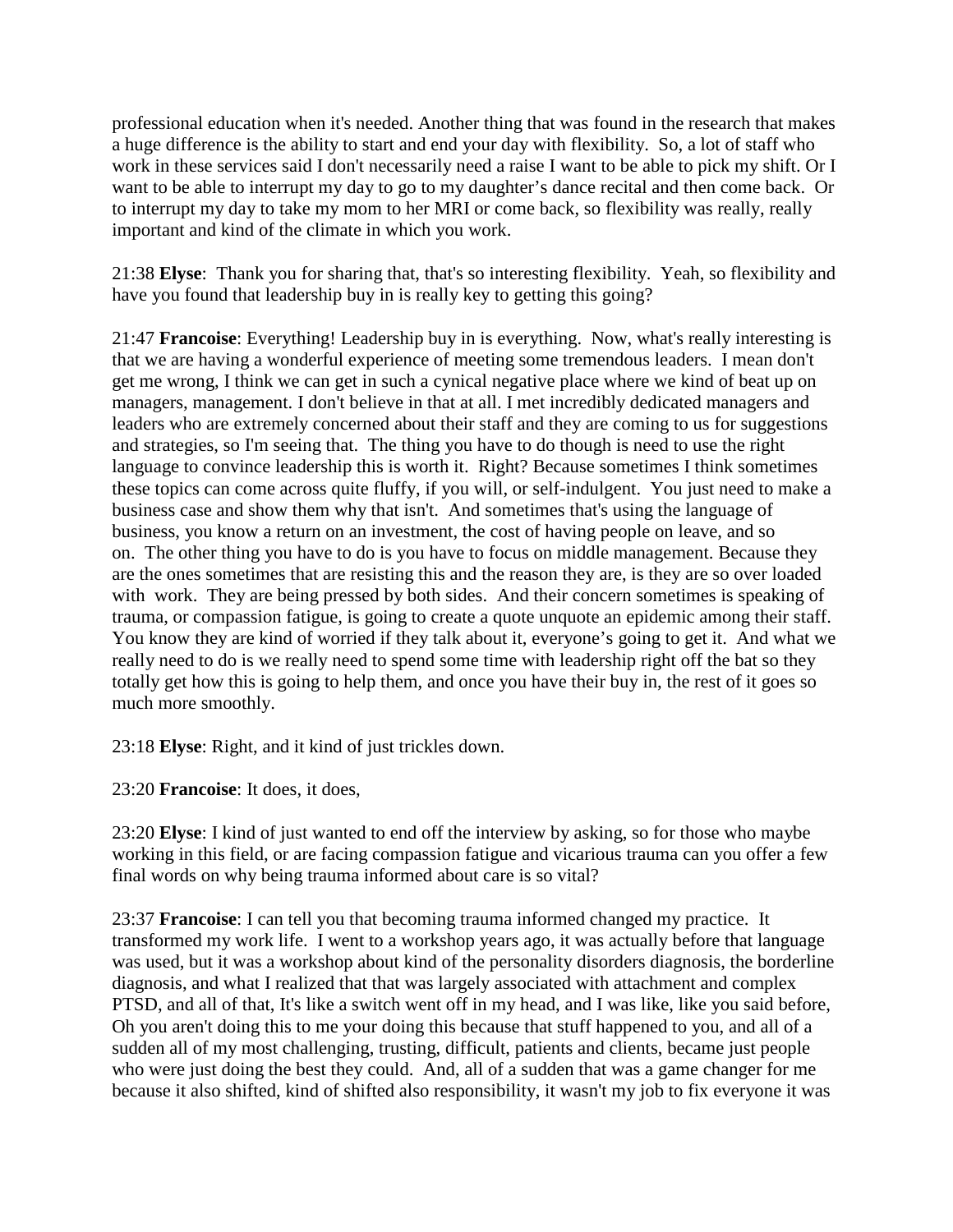professional education when it's needed. Another thing that was found in the research that makes a huge difference is the ability to start and end your day with flexibility. So, a lot of staff who work in these services said I don't necessarily need a raise I want to be able to pick my shift. Or I want to be able to interrupt my day to go to my daughter's dance recital and then come back. Or to interrupt my day to take my mom to her MRI or come back, so flexibility was really, really important and kind of the climate in which you work.

21:38 **Elyse**: Thank you for sharing that, that's so interesting flexibility. Yeah, so flexibility and have you found that leadership buy in is really key to getting this going?

21:47 **Francoise**: Everything! Leadership buy in is everything. Now, what's really interesting is that we are having a wonderful experience of meeting some tremendous leaders. I mean don't get me wrong, I think we can get in such a cynical negative place where we kind of beat up on managers, management. I don't believe in that at all. I met incredibly dedicated managers and leaders who are extremely concerned about their staff and they are coming to us for suggestions and strategies, so I'm seeing that. The thing you have to do though is need to use the right language to convince leadership this is worth it. Right? Because sometimes I think sometimes these topics can come across quite fluffy, if you will, or self-indulgent. You just need to make a business case and show them why that isn't. And sometimes that's using the language of business, you know a return on an investment, the cost of having people on leave, and so on. The other thing you have to do is you have to focus on middle management. Because they are the ones sometimes that are resisting this and the reason they are, is they are so over loaded with work. They are being pressed by both sides. And their concern sometimes is speaking of trauma, or compassion fatigue, is going to create a quote unquote an epidemic among their staff. You know they are kind of worried if they talk about it, everyone's going to get it. And what we really need to do is we really need to spend some time with leadership right off the bat so they totally get how this is going to help them, and once you have their buy in, the rest of it goes so much more smoothly.

23:18 **Elyse**: Right, and it kind of just trickles down.

23:20 **Francoise**: It does, it does,

23:20 **Elyse**: I kind of just wanted to end off the interview by asking, so for those who maybe working in this field, or are facing compassion fatigue and vicarious trauma can you offer a few final words on why being trauma informed about care is so vital?

23:37 **Francoise**: I can tell you that becoming trauma informed changed my practice. It transformed my work life. I went to a workshop years ago, it was actually before that language was used, but it was a workshop about kind of the personality disorders diagnosis, the borderline diagnosis, and what I realized that that was largely associated with attachment and complex PTSD, and all of that, It's like a switch went off in my head, and I was like, like you said before, Oh you aren't doing this to me your doing this because that stuff happened to you, and all of a sudden all of my most challenging, trusting, difficult, patients and clients, became just people who were just doing the best they could. And, all of a sudden that was a game changer for me because it also shifted, kind of shifted also responsibility, it wasn't my job to fix everyone it was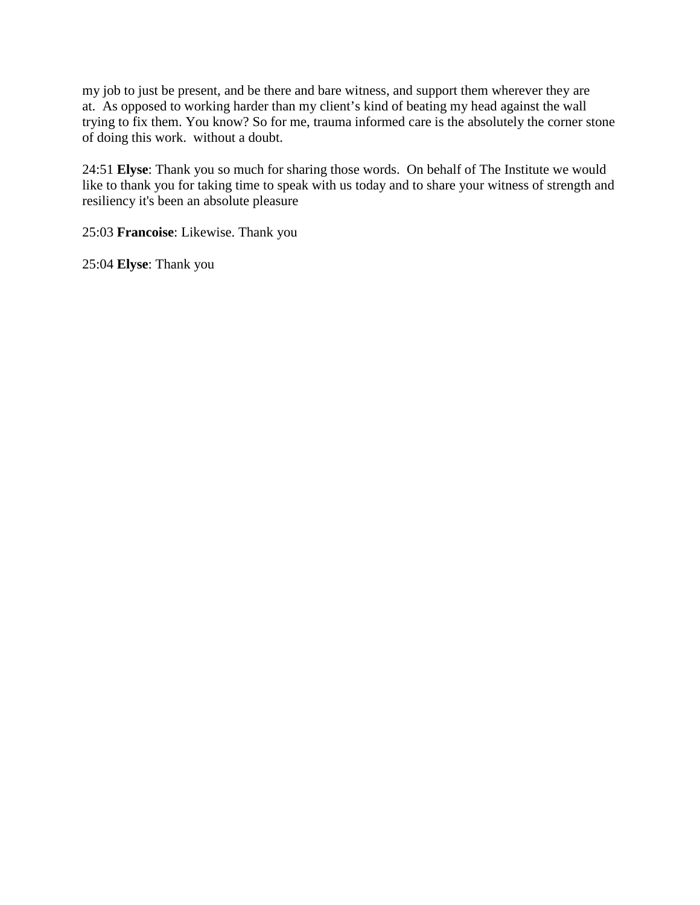my job to just be present, and be there and bare witness, and support them wherever they are at. As opposed to working harder than my client's kind of beating my head against the wall trying to fix them. You know? So for me, trauma informed care is the absolutely the corner stone of doing this work. without a doubt.

24:51 **Elyse**: Thank you so much for sharing those words. On behalf of The Institute we would like to thank you for taking time to speak with us today and to share your witness of strength and resiliency it's been an absolute pleasure

25:03 **Francoise**: Likewise. Thank you

25:04 **Elyse**: Thank you